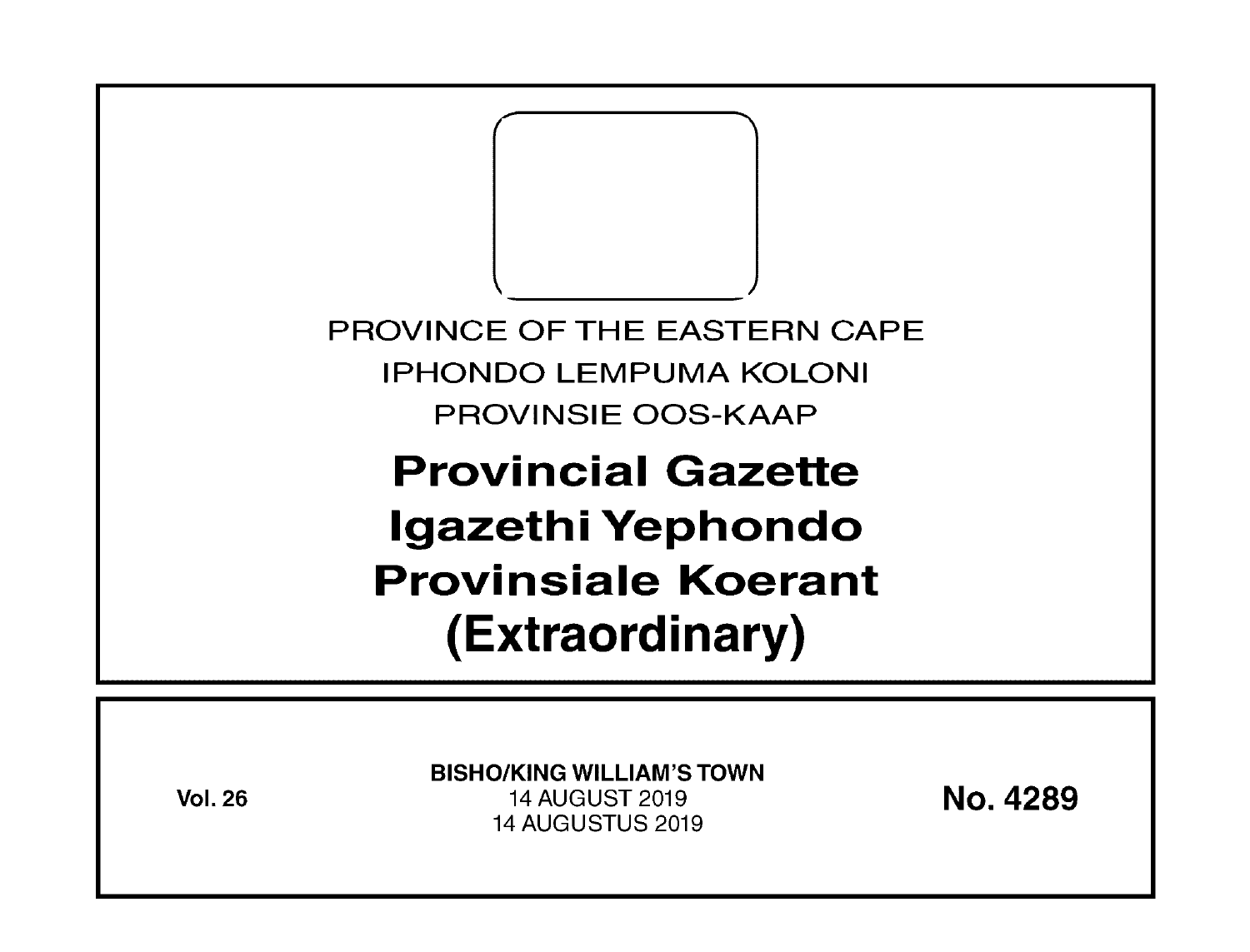PROVINCE OF THE EASTERN CAPE

IPHONDO LEMPUMA KOLONI

PROVINSIE OOS-KAAP

# Provincial Gazette
# Igazethi Yephondo
# Provinsiale Koerant
# (Extraordinary)

**Vol. 26**

**BISHO/KING WILLIAM'S TOWN**
14 AUGUST 2019
14 AUGUSTUS 2019

**No. 4289**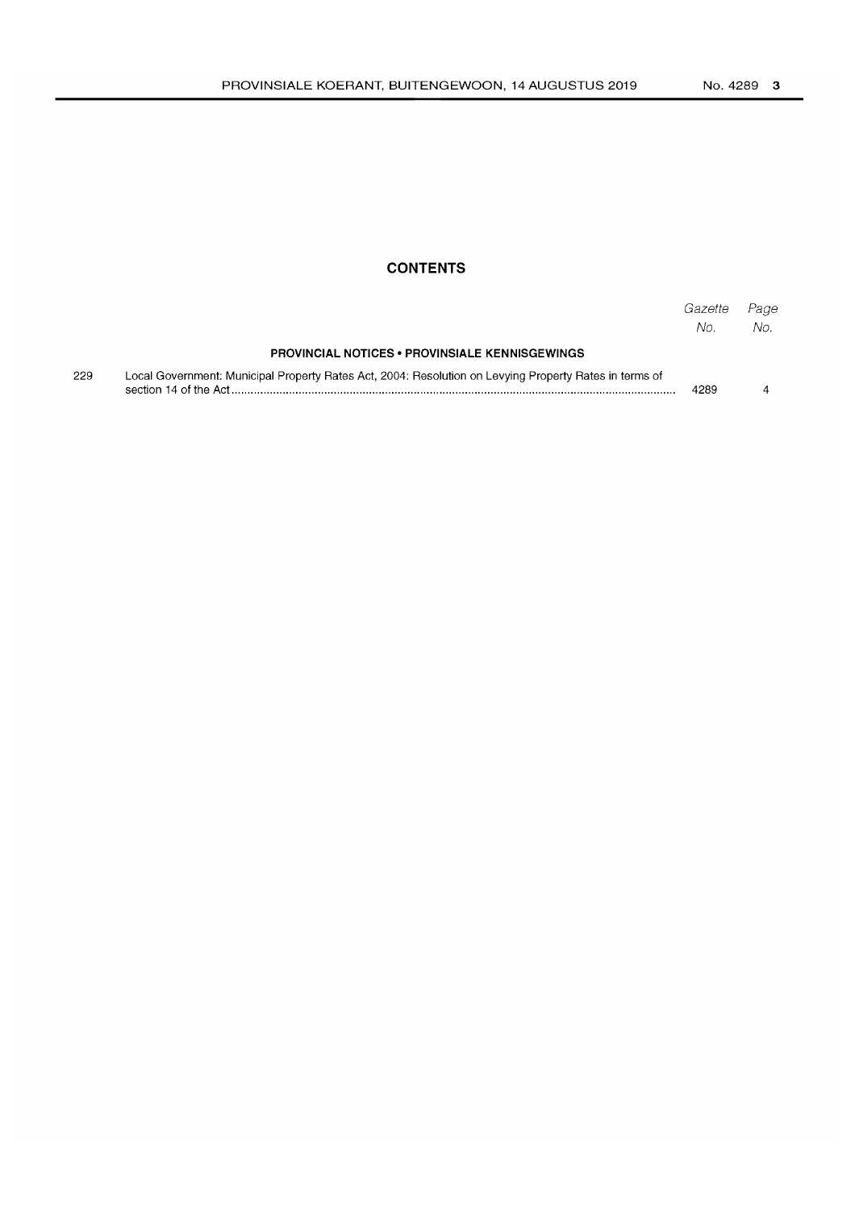## CONTENTS

| | | *Gazette No.* | *Page No.* |
|---|---|---|---|
| | **PROVINCIAL NOTICES • PROVINSIALE KENNISGEWINGS** | | |
| 229 | Local Government: Municipal Property Rates Act, 2004: Resolution on Levying Property Rates in terms of section 14 of the Act | 4289 | 4 |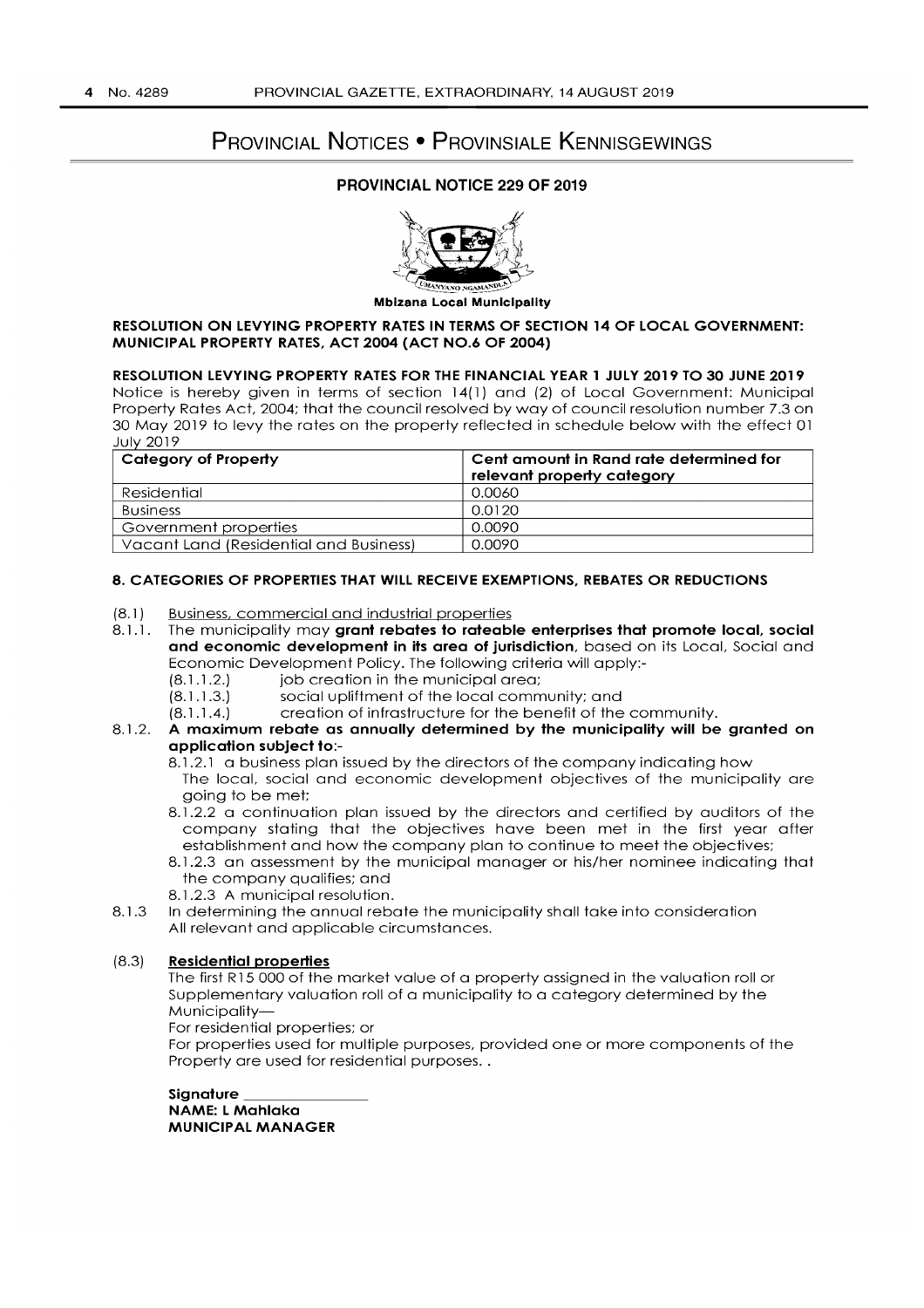# Provincial Notices • Provinsiale Kennisgewings

## PROVINCIAL NOTICE 229 OF 2019

UMANYANO NGAMANDLA

**Mbizana Local Municipality**

**RESOLUTION ON LEVYING PROPERTY RATES IN TERMS OF SECTION 14 OF LOCAL GOVERNMENT: MUNICIPAL PROPERTY RATES, ACT 2004 (ACT NO.6 OF 2004)**

**RESOLUTION LEVYING PROPERTY RATES FOR THE FINANCIAL YEAR 1 JULY 2019 TO 30 JUNE 2019**

Notice is hereby given in terms of section 14(1) and (2) of Local Government: Municipal Property Rates Act, 2004; that the council resolved by way of council resolution number 7.3 on 30 May 2019 to levy the rates on the property reflected in schedule below with the effect 01 July 2019

| Category of Property | Cent amount in Rand rate determined for relevant property category |
|---|---|
| Residential | 0.0060 |
| Business | 0.0120 |
| Government properties | 0.0090 |
| Vacant Land (Residential and Business) | 0.0090 |

### 8. CATEGORIES OF PROPERTIES THAT WILL RECEIVE EXEMPTIONS, REBATES OR REDUCTIONS

(8.1) Business, commercial and industrial properties

8.1.1. The municipality may **grant rebates to rateable enterprises that promote local, social and economic development in its area of jurisdiction**, based on its Local, Social and Economic Development Policy. The following criteria will apply:-

- (8.1.1.2.) job creation in the municipal area;
- (8.1.1.3.) social upliftment of the local community; and
- (8.1.1.4.) creation of infrastructure for the benefit of the community.

8.1.2. **A maximum rebate as annually determined by the municipality will be granted on application subject to**:-

- 8.1.2.1 a business plan issued by the directors of the company indicating how The local, social and economic development objectives of the municipality are going to be met;
- 8.1.2.2 a continuation plan issued by the directors and certified by auditors of the company stating that the objectives have been met in the first year after establishment and how the company plan to continue to meet the objectives;
- 8.1.2.3 an assessment by the municipal manager or his/her nominee indicating that the company qualifies; and
- 8.1.2.3 A municipal resolution.

8.1.3 In determining the annual rebate the municipality shall take into consideration All relevant and applicable circumstances.

(8.3) **Residential properties**

The first R15 000 of the market value of a property assigned in the valuation roll or Supplementary valuation roll of a municipality to a category determined by the Municipality—

For residential properties; or

For properties used for multiple purposes, provided one or more components of the Property are used for residential purposes. .

**Signature** \_\_\_\_\_\_\_\_\_\_\_\_\_\_\_\_

**NAME: L Mahlaka**

**MUNICIPAL MANAGER**